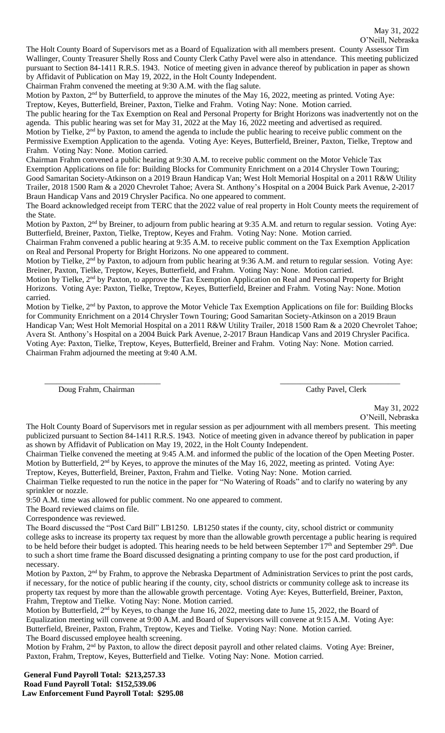May 31, 2022
O'Neill, Nebraska

The Holt County Board of Supervisors met as a Board of Equalization with all members present. County Assessor Tim Wallinger, County Treasurer Shelly Ross and County Clerk Cathy Pavel were also in attendance. This meeting publicized pursuant to Section 84-1411 R.R.S. 1943. Notice of meeting given in advance thereof by publication in paper as shown by Affidavit of Publication on May 19, 2022, in the Holt County Independent.

Chairman Frahm convened the meeting at 9:30 A.M. with the flag salute.

Motion by Paxton, 2nd by Butterfield, to approve the minutes of the May 16, 2022, meeting as printed. Voting Aye: Treptow, Keyes, Butterfield, Breiner, Paxton, Tielke and Frahm. Voting Nay: None. Motion carried.

The public hearing for the Tax Exemption on Real and Personal Property for Bright Horizons was inadvertently not on the agenda. This public hearing was set for May 31, 2022 at the May 16, 2022 meeting and advertised as required.

Motion by Tielke, 2nd by Paxton, to amend the agenda to include the public hearing to receive public comment on the Permissive Exemption Application to the agenda. Voting Aye: Keyes, Butterfield, Breiner, Paxton, Tielke, Treptow and Frahm. Voting Nay: None. Motion carried.

Chairman Frahm convened a public hearing at 9:30 A.M. to receive public comment on the Motor Vehicle Tax Exemption Applications on file for: Building Blocks for Community Enrichment on a 2014 Chrysler Town Touring; Good Samaritan Society-Atkinson on a 2019 Braun Handicap Van; West Holt Memorial Hospital on a 2011 R&W Utility Trailer, 2018 1500 Ram & a 2020 Chevrolet Tahoe; Avera St. Anthony's Hospital on a 2004 Buick Park Avenue, 2-2017 Braun Handicap Vans and 2019 Chrysler Pacifica. No one appeared to comment.

The Board acknowledged receipt from TERC that the 2022 value of real property in Holt County meets the requirement of the State.

Motion by Paxton, 2nd by Breiner, to adjourn from public hearing at 9:35 A.M. and return to regular session. Voting Aye: Butterfield, Breiner, Paxton, Tielke, Treptow, Keyes and Frahm. Voting Nay: None. Motion carried.

Chairman Frahm convened a public hearing at 9:35 A.M. to receive public comment on the Tax Exemption Application on Real and Personal Property for Bright Horizons. No one appeared to comment.

Motion by Tielke, 2nd by Paxton, to adjourn from public hearing at 9:36 A.M. and return to regular session. Voting Aye: Breiner, Paxton, Tielke, Treptow, Keyes, Butterfield, and Frahm. Voting Nay: None. Motion carried.

Motion by Tielke, 2nd by Paxton, to approve the Tax Exemption Application on Real and Personal Property for Bright Horizons. Voting Aye: Paxton, Tielke, Treptow, Keyes, Butterfield, Breiner and Frahm. Voting Nay: None. Motion carried.

Motion by Tielke, 2nd by Paxton, to approve the Motor Vehicle Tax Exemption Applications on file for: Building Blocks for Community Enrichment on a 2014 Chrysler Town Touring; Good Samaritan Society-Atkinson on a 2019 Braun Handicap Van; West Holt Memorial Hospital on a 2011 R&W Utility Trailer, 2018 1500 Ram & a 2020 Chevrolet Tahoe; Avera St. Anthony's Hospital on a 2004 Buick Park Avenue, 2-2017 Braun Handicap Vans and 2019 Chrysler Pacifica. Voting Aye: Paxton, Tielke, Treptow, Keyes, Butterfield, Breiner and Frahm. Voting Nay: None. Motion carried.

Chairman Frahm adjourned the meeting at 9:40 A.M.

\_\_\_\_\_\_\_\_\_\_\_\_\_\_\_\_\_\_\_\_\_\_\_\_\_\_\_\_ \_\_\_\_\_\_\_\_\_\_\_\_\_\_\_\_\_\_\_\_\_\_\_\_\_\_\_\_

Doug Frahm, Chairman Cathy Pavel, Clerk

May 31, 2022
O'Neill, Nebraska

The Holt County Board of Supervisors met in regular session as per adjournment with all members present. This meeting publicized pursuant to Section 84-1411 R.R.S. 1943. Notice of meeting given in advance thereof by publication in paper as shown by Affidavit of Publication on May 19, 2022, in the Holt County Independent.

Chairman Tielke convened the meeting at 9:45 A.M. and informed the public of the location of the Open Meeting Poster.

Motion by Butterfield, 2nd by Keyes, to approve the minutes of the May 16, 2022, meeting as printed. Voting Aye: Treptow, Keyes, Butterfield, Breiner, Paxton, Frahm and Tielke. Voting Nay: None. Motion carried.

Chairman Tielke requested to run the notice in the paper for "No Watering of Roads" and to clarify no watering by any sprinkler or nozzle.

9:50 A.M. time was allowed for public comment. No one appeared to comment.

The Board reviewed claims on file.

Correspondence was reviewed.

The Board discussed the "Post Card Bill" LB1250. LB1250 states if the county, city, school district or community college asks to increase its property tax request by more than the allowable growth percentage a public hearing is required to be held before their budget is adopted. This hearing needs to be held between September 17th and September 29th. Due to such a short time frame the Board discussed designating a printing company to use for the post card production, if necessary.

Motion by Paxton, 2nd by Frahm, to approve the Nebraska Department of Administration Services to print the post cards, if necessary, for the notice of public hearing if the county, city, school districts or community college ask to increase its property tax request by more than the allowable growth percentage. Voting Aye: Keyes, Butterfield, Breiner, Paxton, Frahm, Treptow and Tielke. Voting Nay: None. Motion carried.

Motion by Butterfield, 2nd by Keyes, to change the June 16, 2022, meeting date to June 15, 2022, the Board of Equalization meeting will convene at 9:00 A.M. and Board of Supervisors will convene at 9:15 A.M. Voting Aye: Butterfield, Breiner, Paxton, Frahm, Treptow, Keyes and Tielke. Voting Nay: None. Motion carried.

The Board discussed employee health screening.

Motion by Frahm, 2nd by Paxton, to allow the direct deposit payroll and other related claims. Voting Aye: Breiner, Paxton, Frahm, Treptow, Keyes, Butterfield and Tielke. Voting Nay: None. Motion carried.

**General Fund Payroll Total: $213,257.33**
**Road Fund Payroll Total: $152,539.06**
**Law Enforcement Fund Payroll Total: $295.08**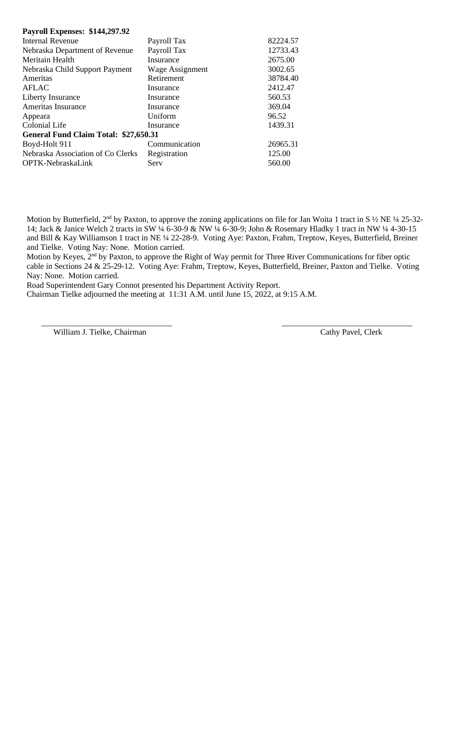| | | |
|---|---|---|
| **Payroll Expenses: $144,297.92** | | |
| Internal Revenue | Payroll Tax | 82224.57 |
| Nebraska Department of Revenue | Payroll Tax | 12733.43 |
| Meritain Health | Insurance | 2675.00 |
| Nebraska Child Support Payment | Wage Assignment | 3002.65 |
| Ameritas | Retirement | 38784.40 |
| AFLAC | Insurance | 2412.47 |
| Liberty Insurance | Insurance | 560.53 |
| Ameritas Insurance | Insurance | 369.04 |
| Appeara | Uniform | 96.52 |
| Colonial Life | Insurance | 1439.31 |
| **General Fund Claim Total: $27,650.31** | | |
| Boyd-Holt 911 | Communication | 26965.31 |
| Nebraska Association of Co Clerks | Registration | 125.00 |
| OPTK-NebraskaLink | Serv | 560.00 |

Motion by Butterfield, 2nd by Paxton, to approve the zoning applications on file for Jan Woita 1 tract in S ½ NE ¼ 25-32-14; Jack & Janice Welch 2 tracts in SW ¼ 6-30-9 & NW ¼ 6-30-9; John & Rosemary Hladky 1 tract in NW ¼ 4-30-15 and Bill & Kay Williamson 1 tract in NE ¼ 22-28-9. Voting Aye: Paxton, Frahm, Treptow, Keyes, Butterfield, Breiner and Tielke. Voting Nay: None. Motion carried.

Motion by Keyes, 2nd by Paxton, to approve the Right of Way permit for Three River Communications for fiber optic cable in Sections 24 & 25-29-12. Voting Aye: Frahm, Treptow, Keyes, Butterfield, Breiner, Paxton and Tielke. Voting Nay: None. Motion carried.

Road Superintendent Gary Connot presented his Department Activity Report.

Chairman Tielke adjourned the meeting at 11:31 A.M. until June 15, 2022, at 9:15 A.M.

\_\_\_\_\_\_\_\_\_\_\_\_\_\_\_\_\_\_\_\_\_\_\_\_\_\_\_\_\_\_\_\_ \_\_\_\_\_\_\_\_\_\_\_\_\_\_\_\_\_\_\_\_\_\_\_\_\_\_\_\_\_\_\_\_

William J. Tielke, Chairman Cathy Pavel, Clerk